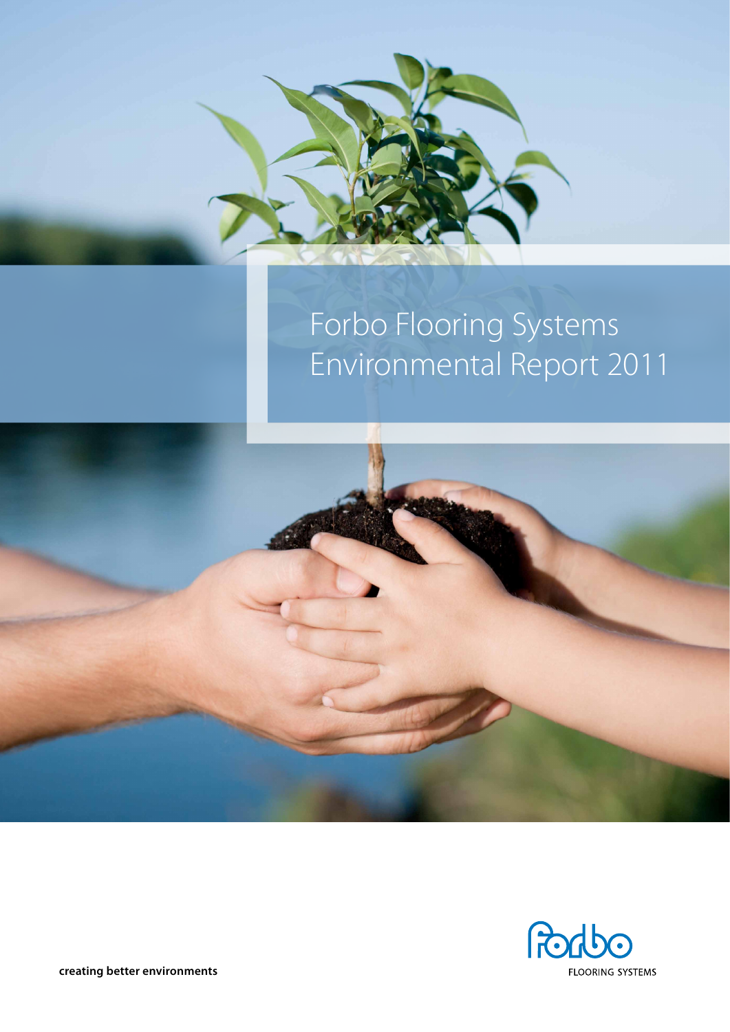# Forbo Flooring Systems Environmental Report 2011

**creating better environments**

FLOORING SYSTEMS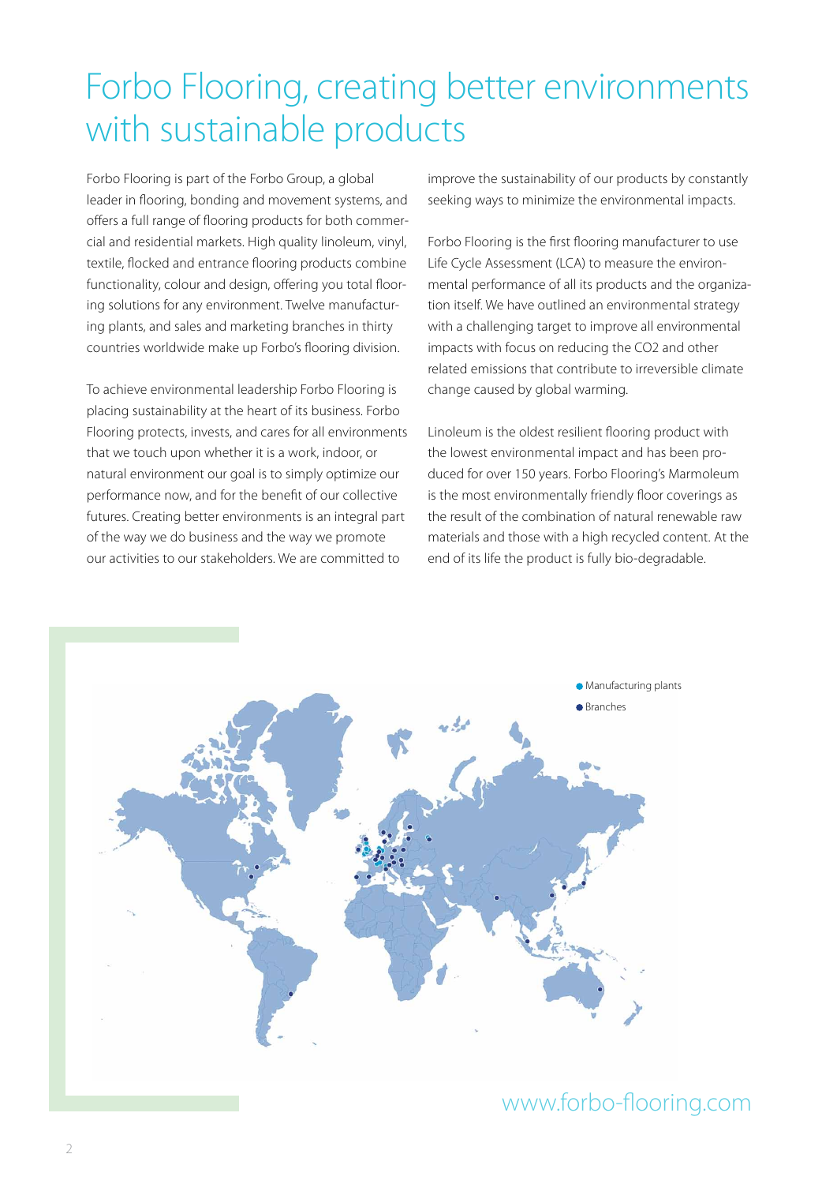# Forbo Flooring, creating better environments with sustainable products

Forbo Flooring is part of the Forbo Group, a global leader in flooring, bonding and movement systems, and offers a full range of flooring products for both commercial and residential markets. High quality linoleum, vinyl, textile, flocked and entrance flooring products combine functionality, colour and design, offering you total flooring solutions for any environment. Twelve manufacturing plants, and sales and marketing branches in thirty countries worldwide make up Forbo's flooring division.

To achieve environmental leadership Forbo Flooring is placing sustainability at the heart of its business. Forbo Flooring protects, invests, and cares for all environments that we touch upon whether it is a work, indoor, or natural environment our goal is to simply optimize our performance now, and for the benefit of our collective futures. Creating better environments is an integral part of the way we do business and the way we promote our activities to our stakeholders. We are committed to improve the sustainability of our products by constantly seeking ways to minimize the environmental impacts.

Forbo Flooring is the first flooring manufacturer to use Life Cycle Assessment (LCA) to measure the environmental performance of all its products and the organization itself. We have outlined an environmental strategy with a challenging target to improve all environmental impacts with focus on reducing the $CO_2$ and other related emissions that contribute to irreversible climate change caused by global warming.

Linoleum is the oldest resilient flooring product with the lowest environmental impact and has been produced for over 150 years. Forbo Flooring's Marmoleum is the most environmentally friendly floor coverings as the result of the combination of natural renewable raw materials and those with a high recycled content. At the end of its life the product is fully bio-degradable.

- Manufacturing plants
- Branches

www.forbo-flooring.com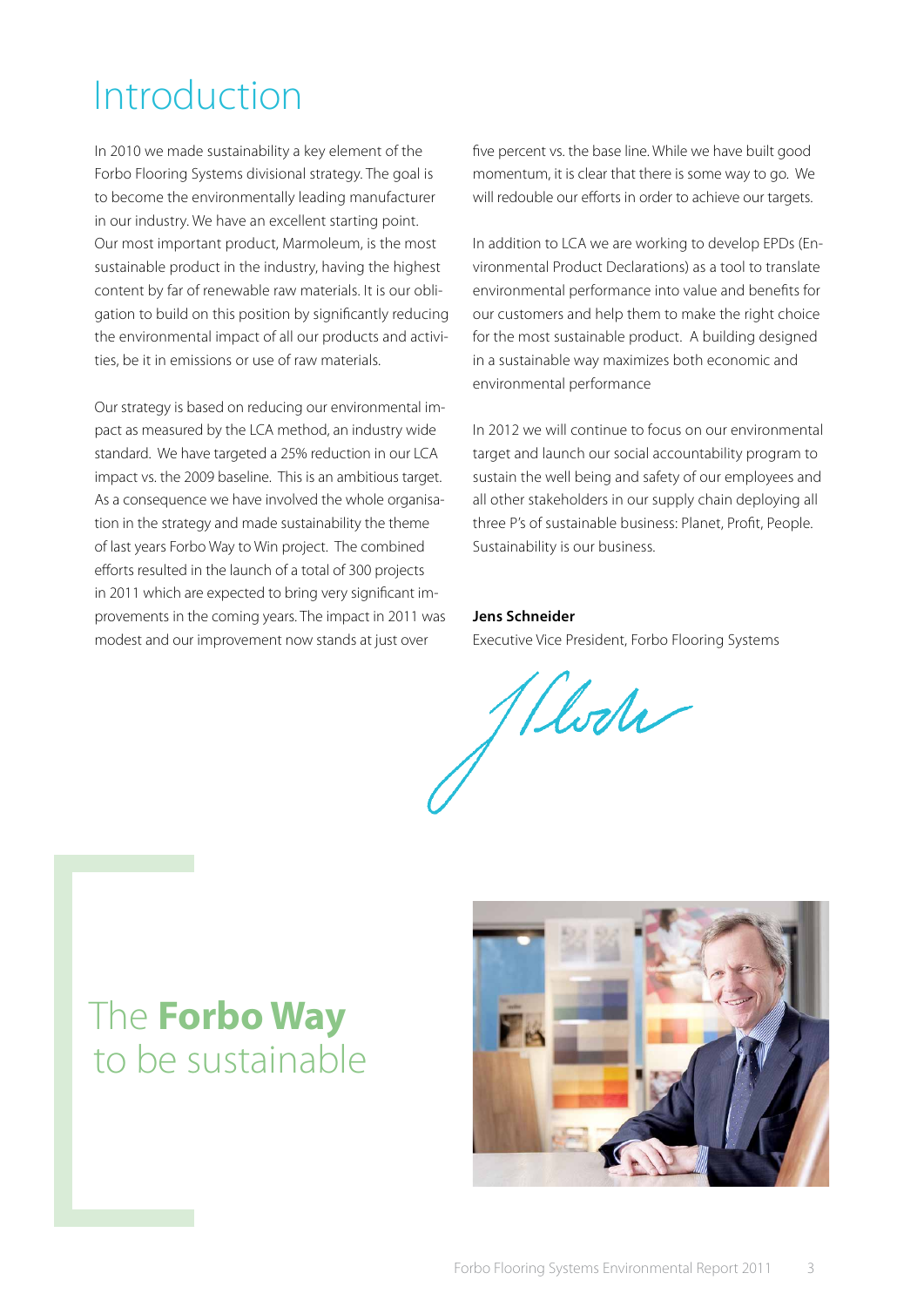# Introduction

In 2010 we made sustainability a key element of the Forbo Flooring Systems divisional strategy. The goal is to become the environmentally leading manufacturer in our industry. We have an excellent starting point. Our most important product, Marmoleum, is the most sustainable product in the industry, having the highest content by far of renewable raw materials. It is our obligation to build on this position by significantly reducing the environmental impact of all our products and activities, be it in emissions or use of raw materials.

Our strategy is based on reducing our environmental impact as measured by the LCA method, an industry wide standard. We have targeted a 25% reduction in our LCA impact vs. the 2009 baseline. This is an ambitious target. As a consequence we have involved the whole organisation in the strategy and made sustainability the theme of last years Forbo Way to Win project. The combined efforts resulted in the launch of a total of 300 projects in 2011 which are expected to bring very significant improvements in the coming years. The impact in 2011 was modest and our improvement now stands at just over five percent vs. the base line. While we have built good momentum, it is clear that there is some way to go. We will redouble our efforts in order to achieve our targets.

In addition to LCA we are working to develop EPDs (Environmental Product Declarations) as a tool to translate environmental performance into value and benefits for our customers and help them to make the right choice for the most sustainable product. A building designed in a sustainable way maximizes both economic and environmental performance

In 2012 we will continue to focus on our environmental target and launch our social accountability program to sustain the well being and safety of our employees and all other stakeholders in our supply chain deploying all three P's of sustainable business: Planet, Profit, People. Sustainability is our business.

**Jens Schneider**
Executive Vice President, Forbo Flooring Systems

## The **Forbo Way** to be sustainable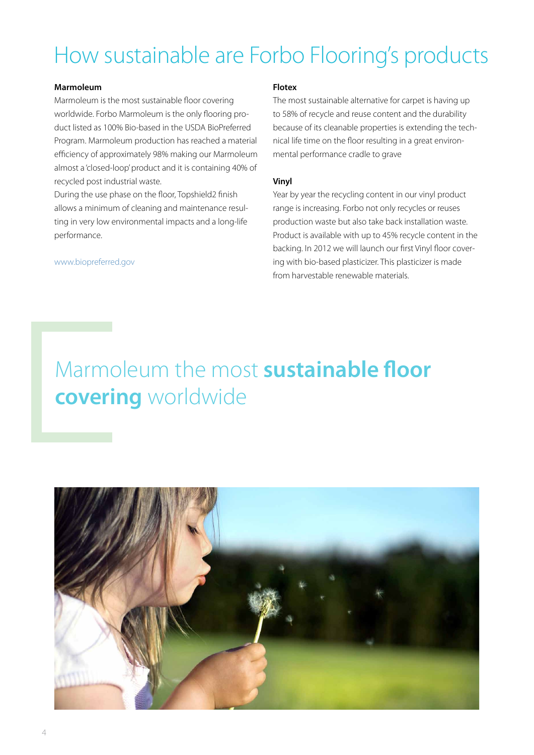# How sustainable are Forbo Flooring's products

**Marmoleum**

Marmoleum is the most sustainable floor covering worldwide. Forbo Marmoleum is the only flooring product listed as 100% Bio-based in the USDA BioPreferred Program. Marmoleum production has reached a material efficiency of approximately 98% making our Marmoleum almost a 'closed-loop' product and it is containing 40% of recycled post industrial waste.

During the use phase on the floor, Topshield2 finish allows a minimum of cleaning and maintenance resulting in very low environmental impacts and a long-life performance.

www.biopreferred.gov

**Flotex**

The most sustainable alternative for carpet is having up to 58% of recycle and reuse content and the durability because of its cleanable properties is extending the technical life time on the floor resulting in a great environmental performance cradle to grave

**Vinyl**

Year by year the recycling content in our vinyl product range is increasing. Forbo not only recycles or reuses production waste but also take back installation waste. Product is available with up to 45% recycle content in the backing. In 2012 we will launch our first Vinyl floor covering with bio-based plasticizer. This plasticizer is made from harvestable renewable materials.

## Marmoleum the most **sustainable floor covering** worldwide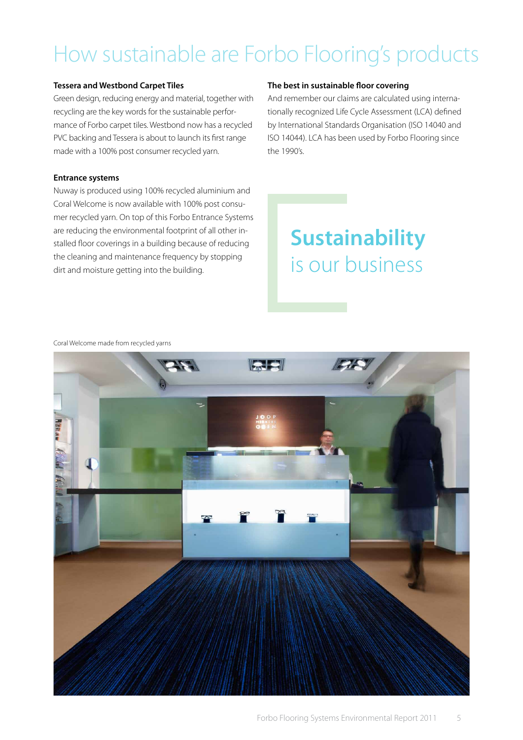# How sustainable are Forbo Flooring's products

### Tessera and Westbond Carpet Tiles

Green design, reducing energy and material, together with recycling are the key words for the sustainable performance of Forbo carpet tiles. Westbond now has a recycled PVC backing and Tessera is about to launch its first range made with a 100% post consumer recycled yarn.

### Entrance systems

Nuway is produced using 100% recycled aluminium and Coral Welcome is now available with 100% post consumer recycled yarn. On top of this Forbo Entrance Systems are reducing the environmental footprint of all other installed floor coverings in a building because of reducing the cleaning and maintenance frequency by stopping dirt and moisture getting into the building.

### The best in sustainable floor covering

And remember our claims are calculated using internationally recognized Life Cycle Assessment (LCA) defined by International Standards Organisation (ISO 14040 and ISO 14044). LCA has been used by Forbo Flooring since the 1990's.

**Sustainability** is our business

Coral Welcome made from recycled yarns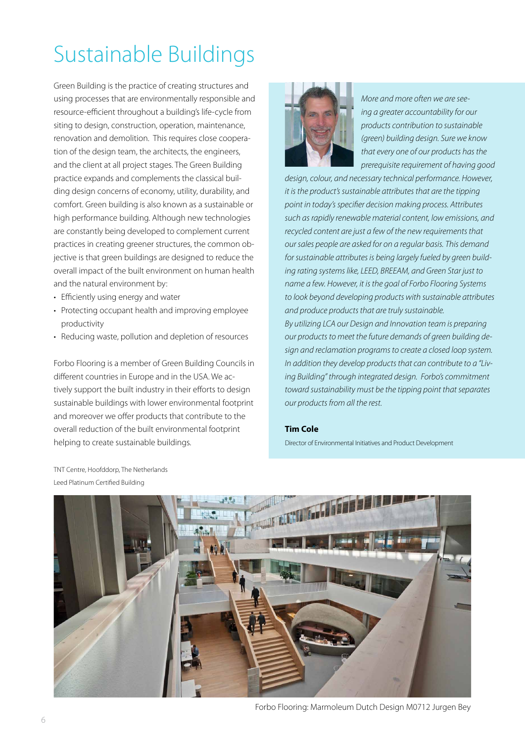# Sustainable Buildings

Green Building is the practice of creating structures and using processes that are environmentally responsible and resource-efficient throughout a building's life-cycle from siting to design, construction, operation, maintenance, renovation and demolition. This requires close cooperation of the design team, the architects, the engineers, and the client at all project stages. The Green Building practice expands and complements the classical building design concerns of economy, utility, durability, and comfort. Green building is also known as a sustainable or high performance building. Although new technologies are constantly being developed to complement current practices in creating greener structures, the common objective is that green buildings are designed to reduce the overall impact of the built environment on human health and the natural environment by:

- Efficiently using energy and water
- Protecting occupant health and improving employee productivity
- Reducing waste, pollution and depletion of resources

Forbo Flooring is a member of Green Building Councils in different countries in Europe and in the USA. We actively support the built industry in their efforts to design sustainable buildings with lower environmental footprint and moreover we offer products that contribute to the overall reduction of the built environmental footprint helping to create sustainable buildings.

*More and more often we are seeing a greater accountability for our products contribution to sustainable (green) building design. Sure we know that every one of our products has the prerequisite requirement of having good design, colour, and necessary technical performance. However, it is the product's sustainable attributes that are the tipping point in today's specifier decision making process. Attributes such as rapidly renewable material content, low emissions, and recycled content are just a few of the new requirements that our sales people are asked for on a regular basis. This demand for sustainable attributes is being largely fueled by green building rating systems like, LEED, BREEAM, and Green Star just to name a few. However, it is the goal of Forbo Flooring Systems to look beyond developing products with sustainable attributes and produce products that are truly sustainable.*
*By utilizing LCA our Design and Innovation team is preparing our products to meet the future demands of green building design and reclamation programs to create a closed loop system. In addition they develop products that can contribute to a "Living Building" through integrated design. Forbo's commitment toward sustainability must be the tipping point that separates our products from all the rest.*

**Tim Cole**

Director of Environmental Initiatives and Product Development

TNT Centre, Hoofddorp, The Netherlands
Leed Platinum Certified Building

Forbo Flooring: Marmoleum Dutch Design M0712 Jurgen Bey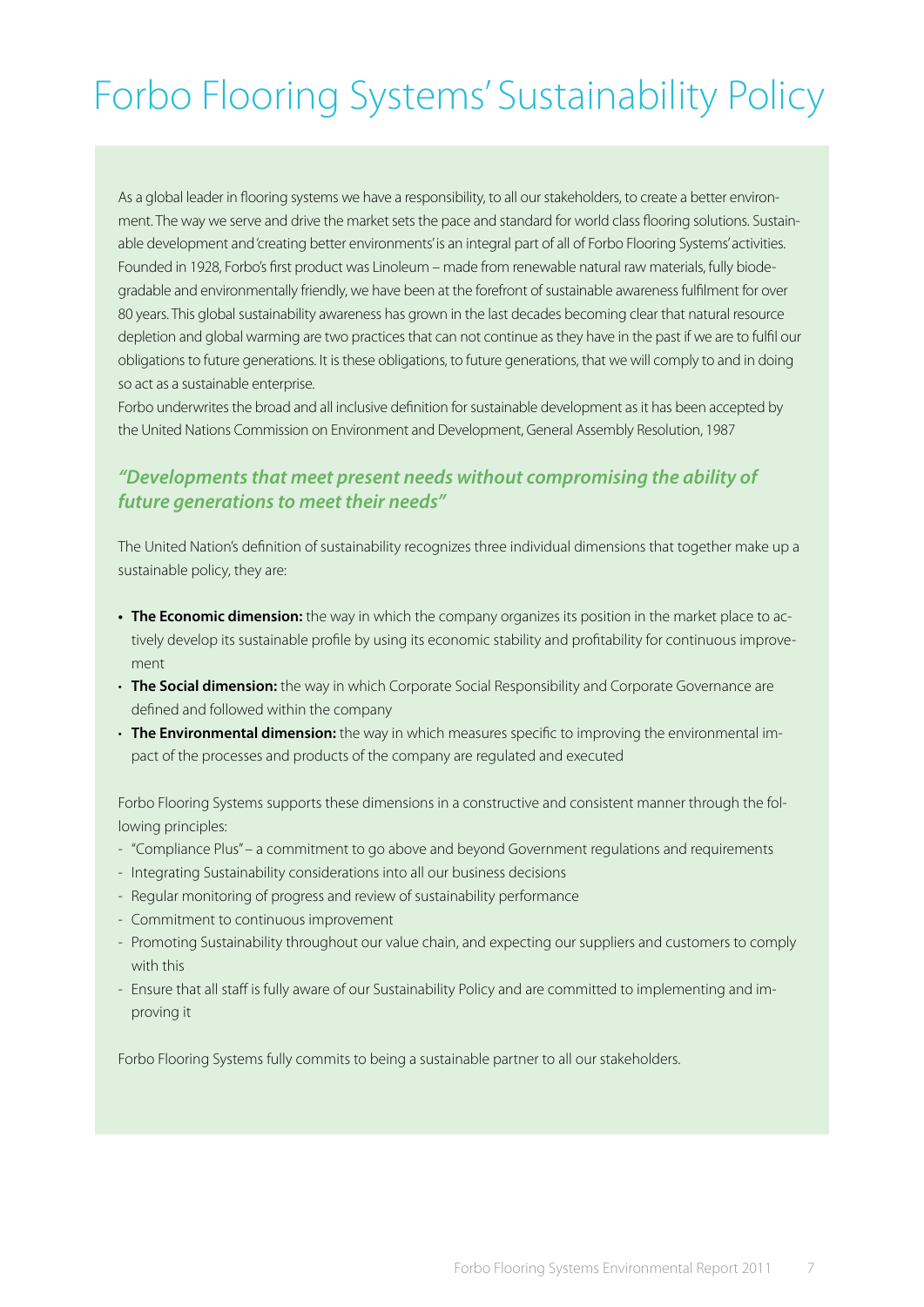# Forbo Flooring Systems' Sustainability Policy

As a global leader in flooring systems we have a responsibility, to all our stakeholders, to create a better environment. The way we serve and drive the market sets the pace and standard for world class flooring solutions. Sustainable development and 'creating better environments' is an integral part of all of Forbo Flooring Systems' activities. Founded in 1928, Forbo's first product was Linoleum – made from renewable natural raw materials, fully biodegradable and environmentally friendly, we have been at the forefront of sustainable awareness fulfilment for over 80 years. This global sustainability awareness has grown in the last decades becoming clear that natural resource depletion and global warming are two practices that can not continue as they have in the past if we are to fulfil our obligations to future generations. It is these obligations, to future generations, that we will comply to and in doing so act as a sustainable enterprise.
Forbo underwrites the broad and all inclusive definition for sustainable development as it has been accepted by the United Nations Commission on Environment and Development, General Assembly Resolution, 1987

***"Developments that meet present needs without compromising the ability of future generations to meet their needs"***

The United Nation's definition of sustainability recognizes three individual dimensions that together make up a sustainable policy, they are:

- **The Economic dimension:** the way in which the company organizes its position in the market place to actively develop its sustainable profile by using its economic stability and profitability for continuous improvement
- **The Social dimension:** the way in which Corporate Social Responsibility and Corporate Governance are defined and followed within the company
- **The Environmental dimension:** the way in which measures specific to improving the environmental impact of the processes and products of the company are regulated and executed

Forbo Flooring Systems supports these dimensions in a constructive and consistent manner through the following principles:

- "Compliance Plus" – a commitment to go above and beyond Government regulations and requirements
- Integrating Sustainability considerations into all our business decisions
- Regular monitoring of progress and review of sustainability performance
- Commitment to continuous improvement
- Promoting Sustainability throughout our value chain, and expecting our suppliers and customers to comply with this
- Ensure that all staff is fully aware of our Sustainability Policy and are committed to implementing and improving it

Forbo Flooring Systems fully commits to being a sustainable partner to all our stakeholders.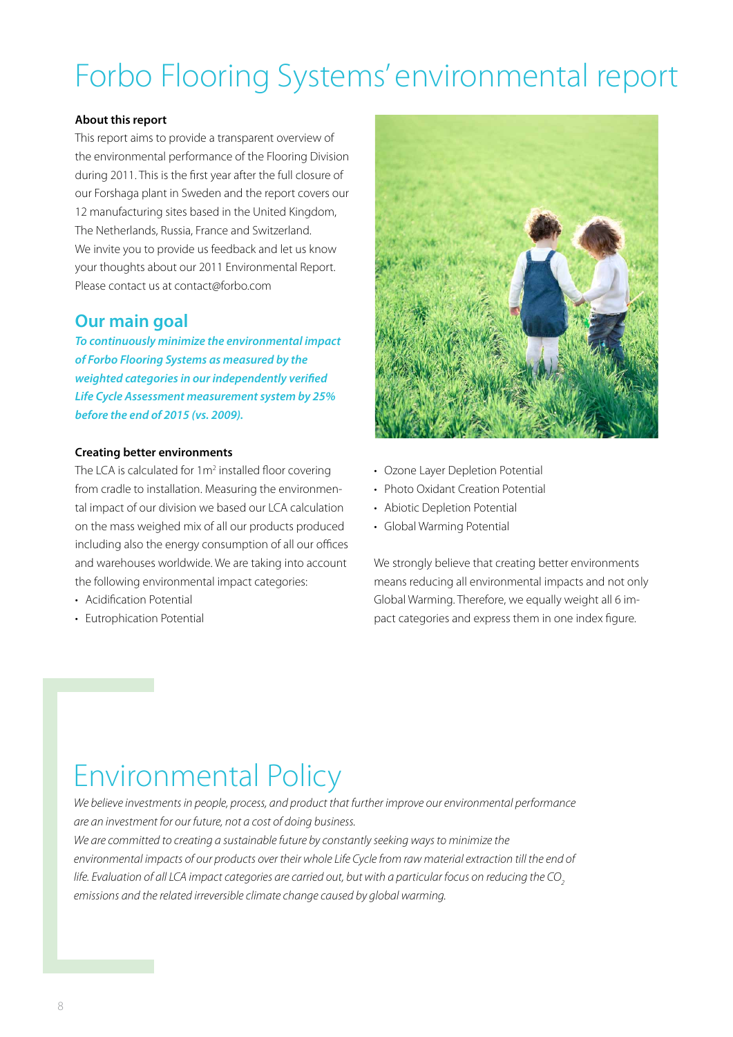# Forbo Flooring Systems' environmental report

**About this report**

This report aims to provide a transparent overview of the environmental performance of the Flooring Division during 2011. This is the first year after the full closure of our Forshaga plant in Sweden and the report covers our 12 manufacturing sites based in the United Kingdom, The Netherlands, Russia, France and Switzerland.
We invite you to provide us feedback and let us know your thoughts about our 2011 Environmental Report. Please contact us at contact@forbo.com

## Our main goal

***To continuously minimize the environmental impact of Forbo Flooring Systems as measured by the weighted categories in our independently verified Life Cycle Assessment measurement system by 25% before the end of 2015 (vs. 2009).***

**Creating better environments**

The LCA is calculated for 1m$^2$ installed floor covering from cradle to installation. Measuring the environmental impact of our division we based our LCA calculation on the mass weighed mix of all our products produced including also the energy consumption of all our offices and warehouses worldwide. We are taking into account the following environmental impact categories:

- Acidification Potential
- Eutrophication Potential
- Ozone Layer Depletion Potential
- Photo Oxidant Creation Potential
- Abiotic Depletion Potential
- Global Warming Potential

We strongly believe that creating better environments means reducing all environmental impacts and not only Global Warming. Therefore, we equally weight all 6 impact categories and express them in one index figure.

# Environmental Policy

*We believe investments in people, process, and product that further improve our environmental performance are an investment for our future, not a cost of doing business.*
*We are committed to creating a sustainable future by constantly seeking ways to minimize the environmental impacts of our products over their whole Life Cycle from raw material extraction till the end of life. Evaluation of all LCA impact categories are carried out, but with a particular focus on reducing the $CO_2$ emissions and the related irreversible climate change caused by global warming.*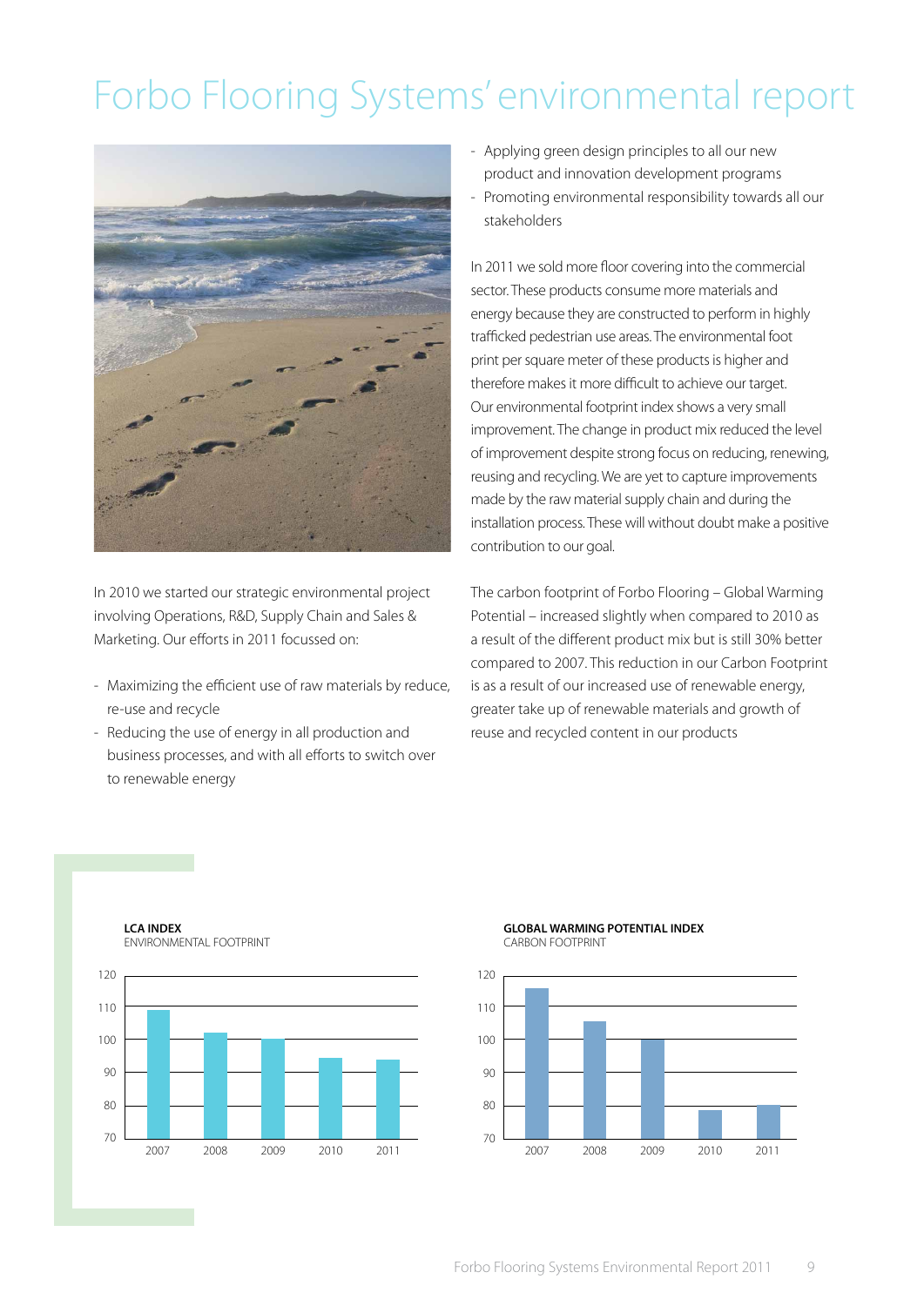# Forbo Flooring Systems' environmental report

In 2010 we started our strategic environmental project involving Operations, R&D, Supply Chain and Sales & Marketing. Our efforts in 2011 focussed on:

- Maximizing the efficient use of raw materials by reduce, re-use and recycle
- Reducing the use of energy in all production and business processes, and with all efforts to switch over to renewable energy
- Applying green design principles to all our new product and innovation development programs
- Promoting environmental responsibility towards all our stakeholders

In 2011 we sold more floor covering into the commercial sector. These products consume more materials and energy because they are constructed to perform in highly trafficked pedestrian use areas. The environmental foot print per square meter of these products is higher and therefore makes it more difficult to achieve our target. Our environmental footprint index shows a very small improvement. The change in product mix reduced the level of improvement despite strong focus on reducing, renewing, reusing and recycling. We are yet to capture improvements made by the raw material supply chain and during the installation process. These will without doubt make a positive contribution to our goal.

The carbon footprint of Forbo Flooring – Global Warming Potential – increased slightly when compared to 2010 as a result of the different product mix but is still 30% better compared to 2007. This reduction in our Carbon Footprint is as a result of our increased use of renewable energy, greater take up of renewable materials and growth of reuse and recycled content in our products

**LCA INDEX**
ENVIRONMENTAL FOOTPRINT

**GLOBAL WARMING POTENTIAL INDEX**
CARBON FOOTPRINT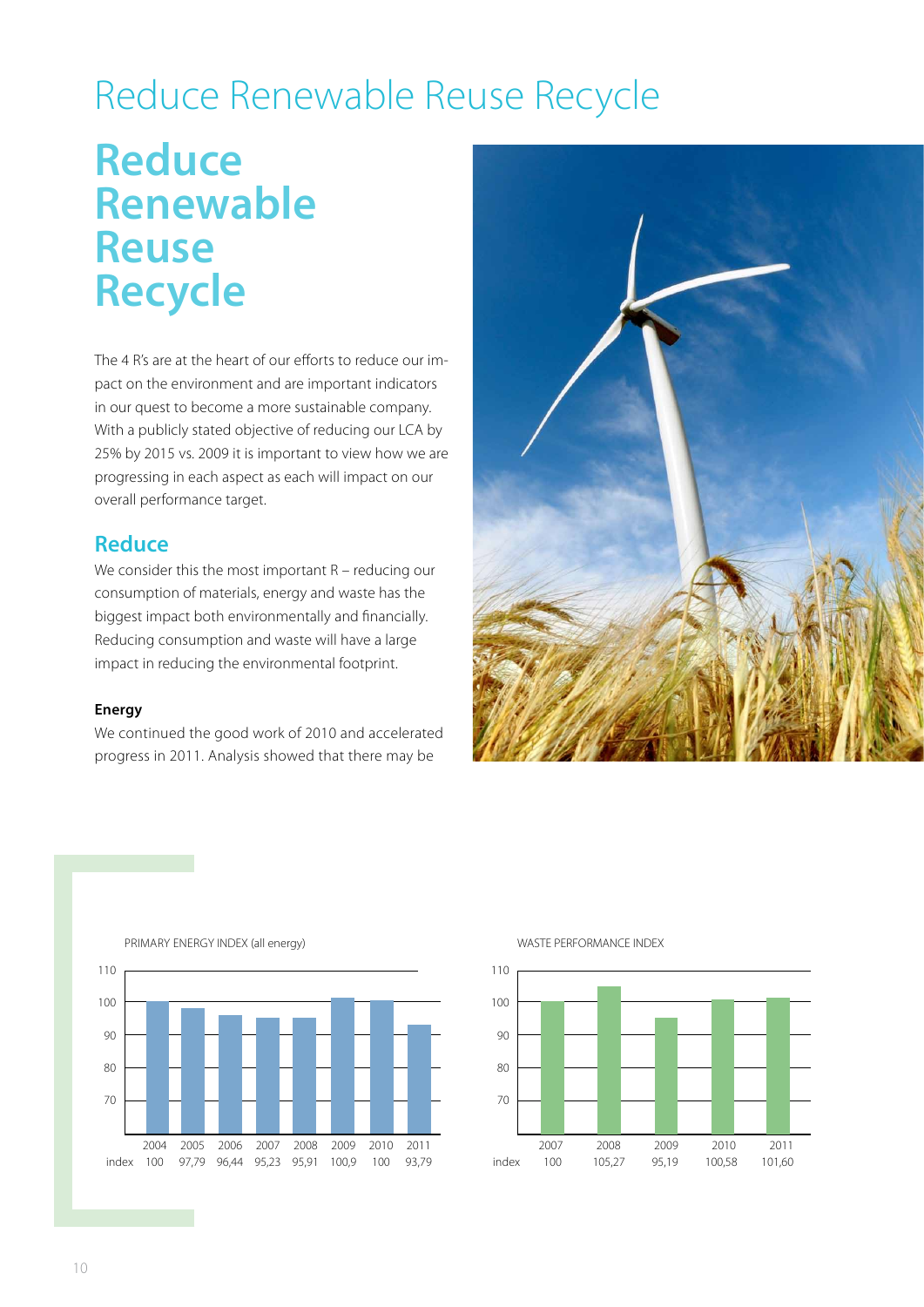# Reduce Renewable Reuse Recycle

## Reduce Renewable Reuse Recycle

The 4 R's are at the heart of our efforts to reduce our impact on the environment and are important indicators in our quest to become a more sustainable company. With a publicly stated objective of reducing our LCA by 25% by 2015 vs. 2009 it is important to view how we are progressing in each aspect as each will impact on our overall performance target.

### Reduce

We consider this the most important R – reducing our consumption of materials, energy and waste has the biggest impact both environmentally and financially. Reducing consumption and waste will have a large impact in reducing the environmental footprint.

**Energy**

We continued the good work of 2010 and accelerated progress in 2011. Analysis showed that there may be

PRIMARY ENERGY INDEX (all energy)

| | 2004 | 2005 | 2006 | 2007 | 2008 | 2009 | 2010 | 2011 |
|---|---|---|---|---|---|---|---|---|
| index | 100 | 97,79 | 96,44 | 95,23 | 95,91 | 100,9 | 100 | 93,79 |

WASTE PERFORMANCE INDEX

| | 2007 | 2008 | 2009 | 2010 | 2011 |
|---|---|---|---|---|---|
| index | 100 | 105,27 | 95,19 | 100,58 | 101,60 |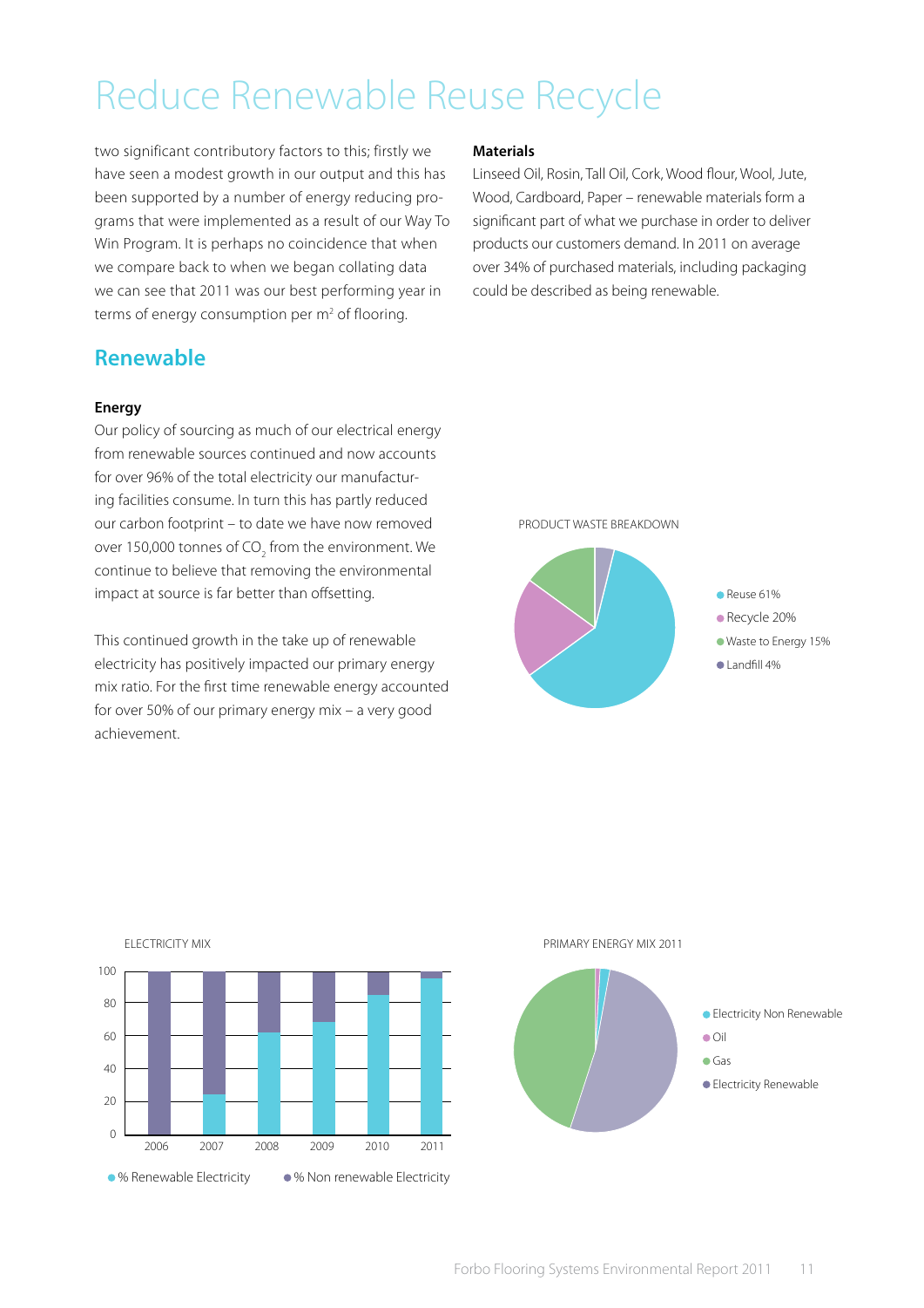# Reduce Renewable Reuse Recycle

two significant contributory factors to this; firstly we have seen a modest growth in our output and this has been supported by a number of energy reducing programs that were implemented as a result of our Way To Win Program. It is perhaps no coincidence that when we compare back to when we began collating data we can see that 2011 was our best performing year in terms of energy consumption per m² of flooring.

## Renewable

### Energy

Our policy of sourcing as much of our electrical energy from renewable sources continued and now accounts for over 96% of the total electricity our manufacturing facilities consume. In turn this has partly reduced our carbon footprint – to date we have now removed over 150,000 tonnes of $CO_2$ from the environment. We continue to believe that removing the environmental impact at source is far better than offsetting.

This continued growth in the take up of renewable electricity has positively impacted our primary energy mix ratio. For the first time renewable energy accounted for over 50% of our primary energy mix – a very good achievement.

### Materials

Linseed Oil, Rosin, Tall Oil, Cork, Wood flour, Wool, Jute, Wood, Cardboard, Paper – renewable materials form a significant part of what we purchase in order to deliver products our customers demand. In 2011 on average over 34% of purchased materials, including packaging could be described as being renewable.

PRODUCT WASTE BREAKDOWN

- Reuse 61%
- Recycle 20%
- Waste to Energy 15%
- Landfill 4%

ELECTRICITY MIX

- % Renewable Electricity
- % Non renewable Electricity

PRIMARY ENERGY MIX 2011

- Electricity Non Renewable
- Oil
- Gas
- Electricity Renewable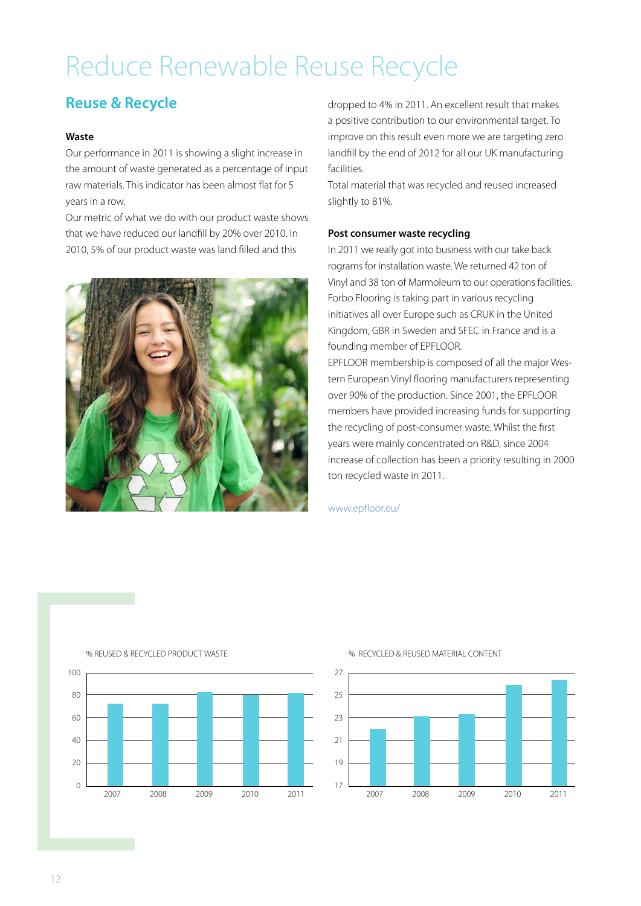# Reduce Renewable Reuse Recycle

## Reuse & Recycle

### Waste

Our performance in 2011 is showing a slight increase in the amount of waste generated as a percentage of input raw materials. This indicator has been almost flat for 5 years in a row.

Our metric of what we do with our product waste shows that we have reduced our landfill by 20% over 2010. In 2010, 5% of our product waste was land filled and this dropped to 4% in 2011. An excellent result that makes a positive contribution to our environmental target. To improve on this result even more we are targeting zero landfill by the end of 2012 for all our UK manufacturing facilities.

Total material that was recycled and reused increased slightly to 81%.

### Post consumer waste recycling

In 2011 we really got into business with our take back rograms for installation waste. We returned 42 ton of Vinyl and 38 ton of Marmoleum to our operations facilities. Forbo Flooring is taking part in various recycling initiatives all over Europe such as CRUK in the United Kingdom, GBR in Sweden and SFEC in France and is a founding member of EPFLOOR.

EPFLOOR membership is composed of all the major Western European Vinyl flooring manufacturers representing over 90% of the production. Since 2001, the EPFLOOR members have provided increasing funds for supporting the recycling of post-consumer waste. Whilst the first years were mainly concentrated on R&D, since 2004 increase of collection has been a priority resulting in 2000 ton recycled waste in 2011.

www.epfloor.eu/

% REUSED & RECYCLED PRODUCT WASTE

% RECYCLED & REUSED MATERIAL CONTENT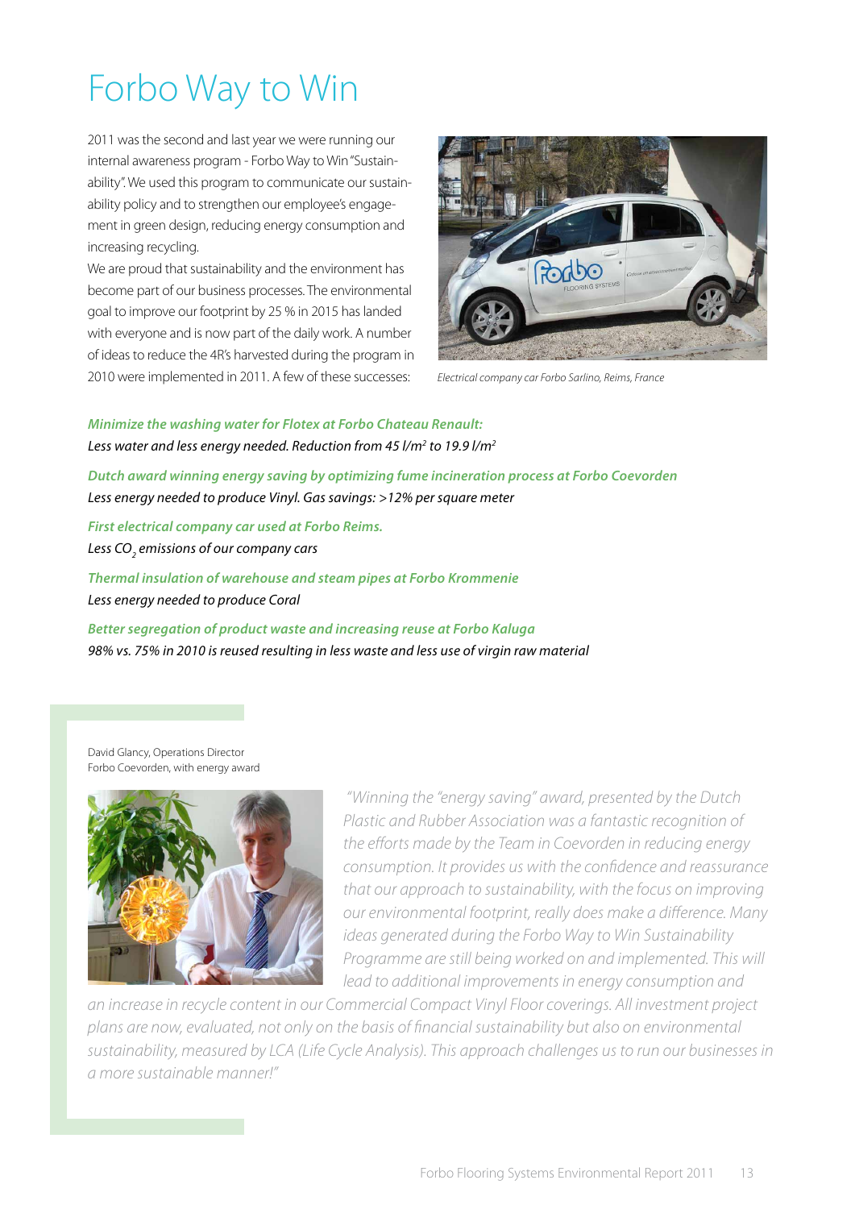# Forbo Way to Win

2011 was the second and last year we were running our internal awareness program - Forbo Way to Win "Sustainability". We used this program to communicate our sustainability policy and to strengthen our employee's engagement in green design, reducing energy consumption and increasing recycling.

We are proud that sustainability and the environment has become part of our business processes. The environmental goal to improve our footprint by 25 % in 2015 has landed with everyone and is now part of the daily work. A number of ideas to reduce the 4R's harvested during the program in 2010 were implemented in 2011. A few of these successes:

*Electrical company car Forbo Sarlino, Reims, France*

***Minimize the washing water for Flotex at Forbo Chateau Renault:***
*Less water and less energy needed. Reduction from 45 l/m² to 19.9 l/m²*

***Dutch award winning energy saving by optimizing fume incineration process at Forbo Coevorden***
*Less energy needed to produce Vinyl. Gas savings: >12% per square meter*

***First electrical company car used at Forbo Reims.***
*Less $CO_2$ emissions of our company cars*

***Thermal insulation of warehouse and steam pipes at Forbo Krommenie***
*Less energy needed to produce Coral*

***Better segregation of product waste and increasing reuse at Forbo Kaluga***
*98% vs. 75% in 2010 is reused resulting in less waste and less use of virgin raw material*

David Glancy, Operations Director
Forbo Coevorden, with energy award

*"Winning the "energy saving" award, presented by the Dutch Plastic and Rubber Association was a fantastic recognition of the efforts made by the Team in Coevorden in reducing energy consumption. It provides us with the confidence and reassurance that our approach to sustainability, with the focus on improving our environmental footprint, really does make a difference. Many ideas generated during the Forbo Way to Win Sustainability Programme are still being worked on and implemented. This will lead to additional improvements in energy consumption and an increase in recycle content in our Commercial Compact Vinyl Floor coverings. All investment project plans are now, evaluated, not only on the basis of financial sustainability but also on environmental sustainability, measured by LCA (Life Cycle Analysis). This approach challenges us to run our businesses in a more sustainable manner!"*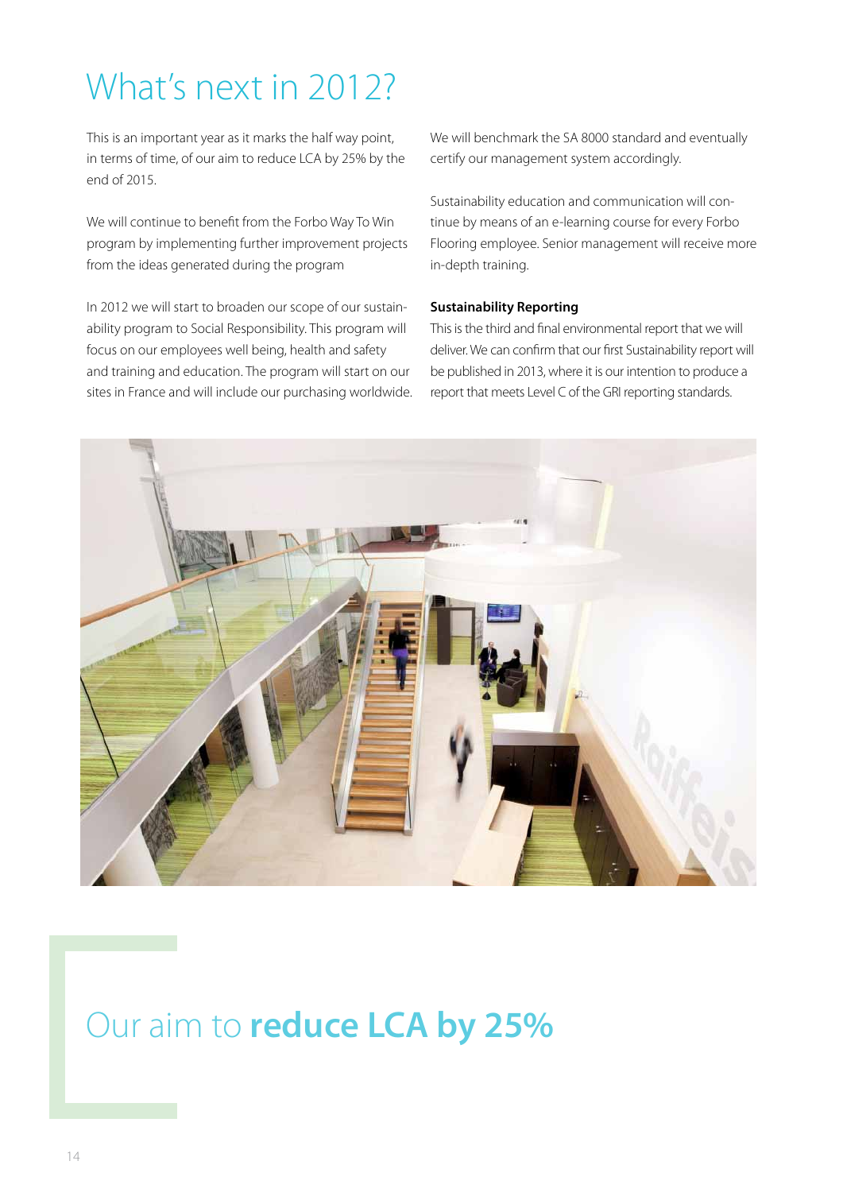# What's next in 2012?

This is an important year as it marks the half way point, in terms of time, of our aim to reduce LCA by 25% by the end of 2015.

We will continue to benefit from the Forbo Way To Win program by implementing further improvement projects from the ideas generated during the program

In 2012 we will start to broaden our scope of our sustainability program to Social Responsibility. This program will focus on our employees well being, health and safety and training and education. The program will start on our sites in France and will include our purchasing worldwide.

We will benchmark the SA 8000 standard and eventually certify our management system accordingly.

Sustainability education and communication will continue by means of an e-learning course for every Forbo Flooring employee. Senior management will receive more in-depth training.

**Sustainability Reporting**

This is the third and final environmental report that we will deliver. We can confirm that our first Sustainability report will be published in 2013, where it is our intention to produce a report that meets Level C of the GRI reporting standards.

## Our aim to **reduce LCA by 25%**